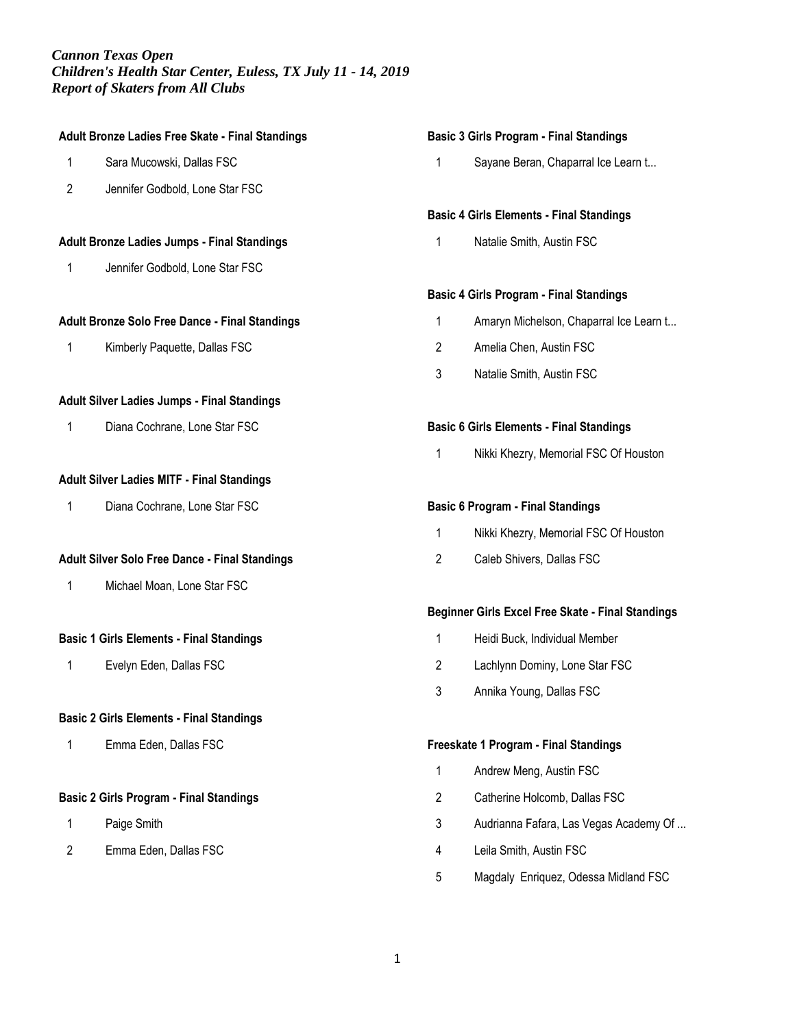*Cannon Texas Open*
*Children's Health Star Center, Euless, TX July 11 - 14, 2019*
*Report of Skaters from All Clubs*

**Adult Bronze Ladies Free Skate - Final Standings**

1 Sara Mucowski, Dallas FSC
2 Jennifer Godbold, Lone Star FSC

**Adult Bronze Ladies Jumps - Final Standings**

1 Jennifer Godbold, Lone Star FSC

**Adult Bronze Solo Free Dance - Final Standings**

1 Kimberly Paquette, Dallas FSC

**Adult Silver Ladies Jumps - Final Standings**

1 Diana Cochrane, Lone Star FSC

**Adult Silver Ladies MITF - Final Standings**

1 Diana Cochrane, Lone Star FSC

**Adult Silver Solo Free Dance - Final Standings**

1 Michael Moan, Lone Star FSC

**Basic 1 Girls Elements - Final Standings**

1 Evelyn Eden, Dallas FSC

**Basic 2 Girls Elements - Final Standings**

1 Emma Eden, Dallas FSC

**Basic 2 Girls Program - Final Standings**

1 Paige Smith
2 Emma Eden, Dallas FSC

**Basic 3 Girls Program - Final Standings**

1 Sayane Beran, Chaparral Ice Learn t...

**Basic 4 Girls Elements - Final Standings**

1 Natalie Smith, Austin FSC

**Basic 4 Girls Program - Final Standings**

1 Amaryn Michelson, Chaparral Ice Learn t...
2 Amelia Chen, Austin FSC
3 Natalie Smith, Austin FSC

**Basic 6 Girls Elements - Final Standings**

1 Nikki Khezry, Memorial FSC Of Houston

**Basic 6 Program - Final Standings**

1 Nikki Khezry, Memorial FSC Of Houston
2 Caleb Shivers, Dallas FSC

**Beginner Girls Excel Free Skate - Final Standings**

1 Heidi Buck, Individual Member
2 Lachlynn Dominy, Lone Star FSC
3 Annika Young, Dallas FSC

**Freeskate 1 Program - Final Standings**

1 Andrew Meng, Austin FSC
2 Catherine Holcomb, Dallas FSC
3 Audrianna Fafara, Las Vegas Academy Of ...
4 Leila Smith, Austin FSC
5 Magdaly Enriquez, Odessa Midland FSC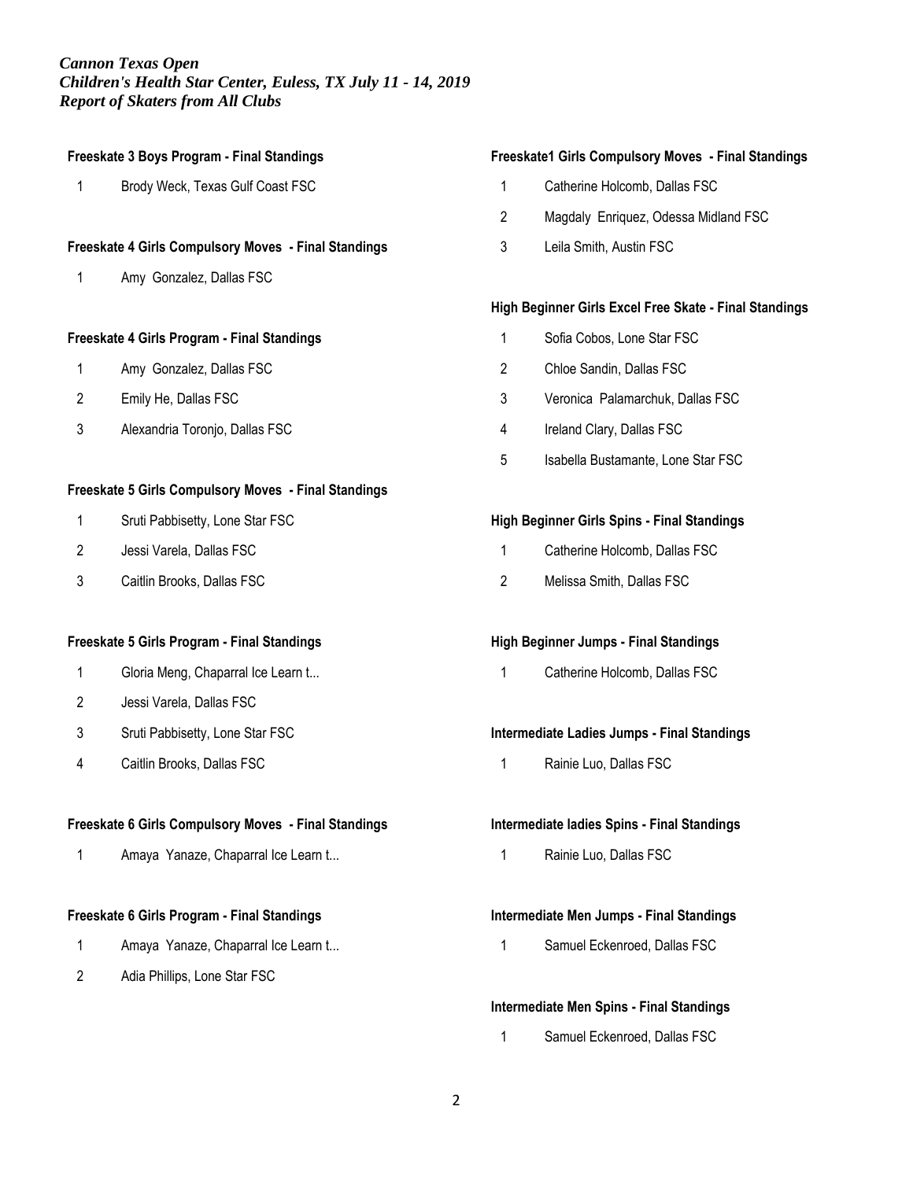*Cannon Texas Open*
*Children's Health Star Center, Euless, TX July 11 - 14, 2019*
*Report of Skaters from All Clubs*

**Freeskate 3 Boys Program - Final Standings**

1 Brody Weck, Texas Gulf Coast FSC

**Freeskate 4 Girls Compulsory Moves - Final Standings**

1 Amy Gonzalez, Dallas FSC

**Freeskate 4 Girls Program - Final Standings**

1 Amy Gonzalez, Dallas FSC
2 Emily He, Dallas FSC
3 Alexandria Toronjo, Dallas FSC

**Freeskate 5 Girls Compulsory Moves - Final Standings**

1 Sruti Pabbisetty, Lone Star FSC
2 Jessi Varela, Dallas FSC
3 Caitlin Brooks, Dallas FSC

**Freeskate 5 Girls Program - Final Standings**

1 Gloria Meng, Chaparral Ice Learn t...
2 Jessi Varela, Dallas FSC
3 Sruti Pabbisetty, Lone Star FSC
4 Caitlin Brooks, Dallas FSC

**Freeskate 6 Girls Compulsory Moves - Final Standings**

1 Amaya Yanaze, Chaparral Ice Learn t...

**Freeskate 6 Girls Program - Final Standings**

1 Amaya Yanaze, Chaparral Ice Learn t...
2 Adia Phillips, Lone Star FSC

**Freeskate1 Girls Compulsory Moves - Final Standings**

1 Catherine Holcomb, Dallas FSC
2 Magdaly Enriquez, Odessa Midland FSC
3 Leila Smith, Austin FSC

**High Beginner Girls Excel Free Skate - Final Standings**

1 Sofia Cobos, Lone Star FSC
2 Chloe Sandin, Dallas FSC
3 Veronica Palamarchuk, Dallas FSC
4 Ireland Clary, Dallas FSC
5 Isabella Bustamante, Lone Star FSC

**High Beginner Girls Spins - Final Standings**

1 Catherine Holcomb, Dallas FSC
2 Melissa Smith, Dallas FSC

**High Beginner Jumps - Final Standings**

1 Catherine Holcomb, Dallas FSC

**Intermediate Ladies Jumps - Final Standings**

1 Rainie Luo, Dallas FSC

**Intermediate ladies Spins - Final Standings**

1 Rainie Luo, Dallas FSC

**Intermediate Men Jumps - Final Standings**

1 Samuel Eckenroed, Dallas FSC

**Intermediate Men Spins - Final Standings**

1 Samuel Eckenroed, Dallas FSC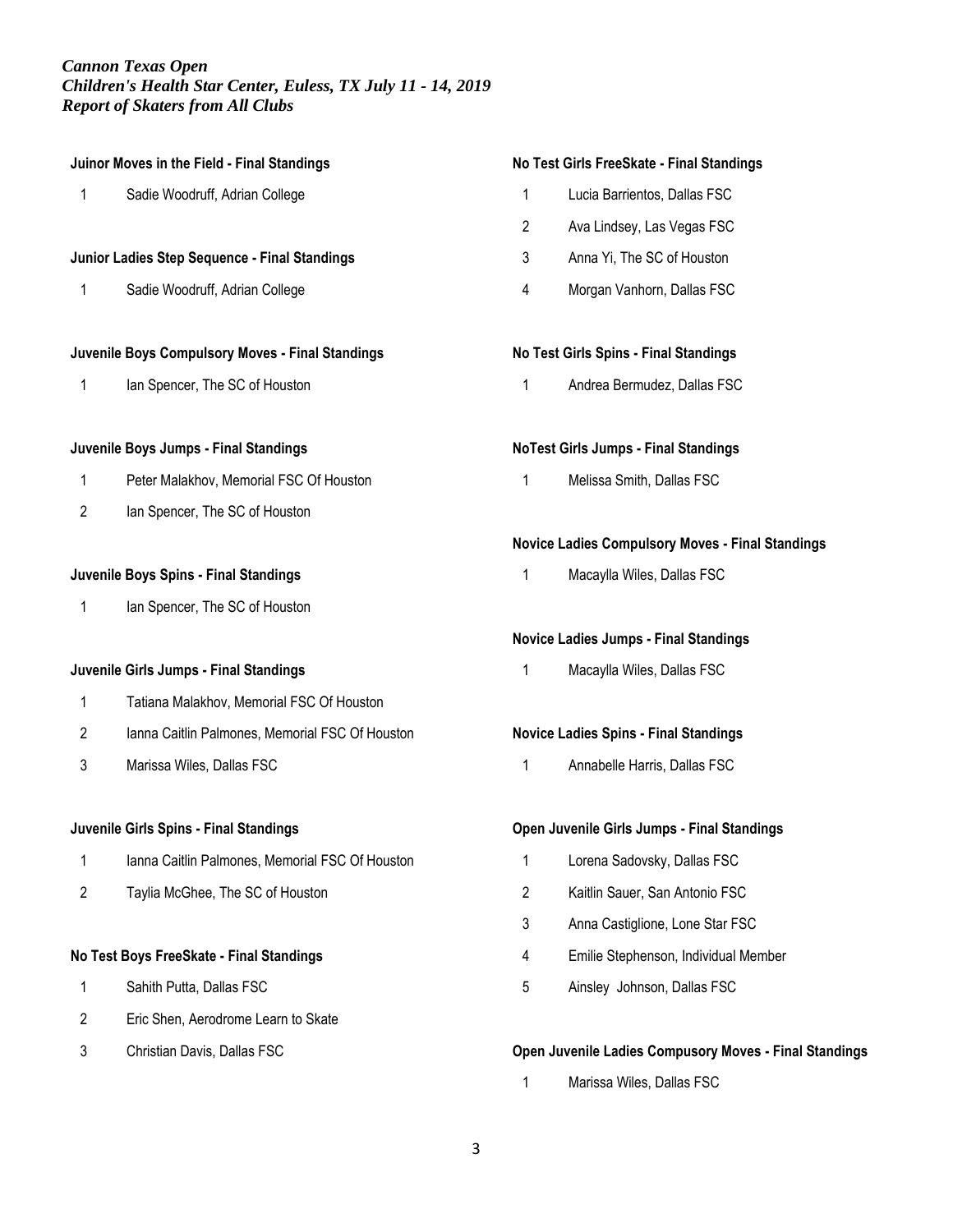*Cannon Texas Open*
*Children's Health Star Center, Euless, TX July 11 - 14, 2019*
*Report of Skaters from All Clubs*

**Juinor Moves in the Field - Final Standings**

1 Sadie Woodruff, Adrian College

**Junior Ladies Step Sequence - Final Standings**

1 Sadie Woodruff, Adrian College

**Juvenile Boys Compulsory Moves - Final Standings**

1 Ian Spencer, The SC of Houston

**Juvenile Boys Jumps - Final Standings**

1 Peter Malakhov, Memorial FSC Of Houston
2 Ian Spencer, The SC of Houston

**Juvenile Boys Spins - Final Standings**

1 Ian Spencer, The SC of Houston

**Juvenile Girls Jumps - Final Standings**

1 Tatiana Malakhov, Memorial FSC Of Houston
2 Ianna Caitlin Palmones, Memorial FSC Of Houston
3 Marissa Wiles, Dallas FSC

**Juvenile Girls Spins - Final Standings**

1 Ianna Caitlin Palmones, Memorial FSC Of Houston
2 Taylia McGhee, The SC of Houston

**No Test Boys FreeSkate - Final Standings**

1 Sahith Putta, Dallas FSC
2 Eric Shen, Aerodrome Learn to Skate
3 Christian Davis, Dallas FSC

**No Test Girls FreeSkate - Final Standings**

1 Lucia Barrientos, Dallas FSC
2 Ava Lindsey, Las Vegas FSC
3 Anna Yi, The SC of Houston
4 Morgan Vanhorn, Dallas FSC

**No Test Girls Spins - Final Standings**

1 Andrea Bermudez, Dallas FSC

**NoTest Girls Jumps - Final Standings**

1 Melissa Smith, Dallas FSC

**Novice Ladies Compulsory Moves - Final Standings**

1 Macaylla Wiles, Dallas FSC

**Novice Ladies Jumps - Final Standings**

1 Macaylla Wiles, Dallas FSC

**Novice Ladies Spins - Final Standings**

1 Annabelle Harris, Dallas FSC

**Open Juvenile Girls Jumps - Final Standings**

1 Lorena Sadovsky, Dallas FSC
2 Kaitlin Sauer, San Antonio FSC
3 Anna Castiglione, Lone Star FSC
4 Emilie Stephenson, Individual Member
5 Ainsley Johnson, Dallas FSC

**Open Juvenile Ladies Compusory Moves - Final Standings**

1 Marissa Wiles, Dallas FSC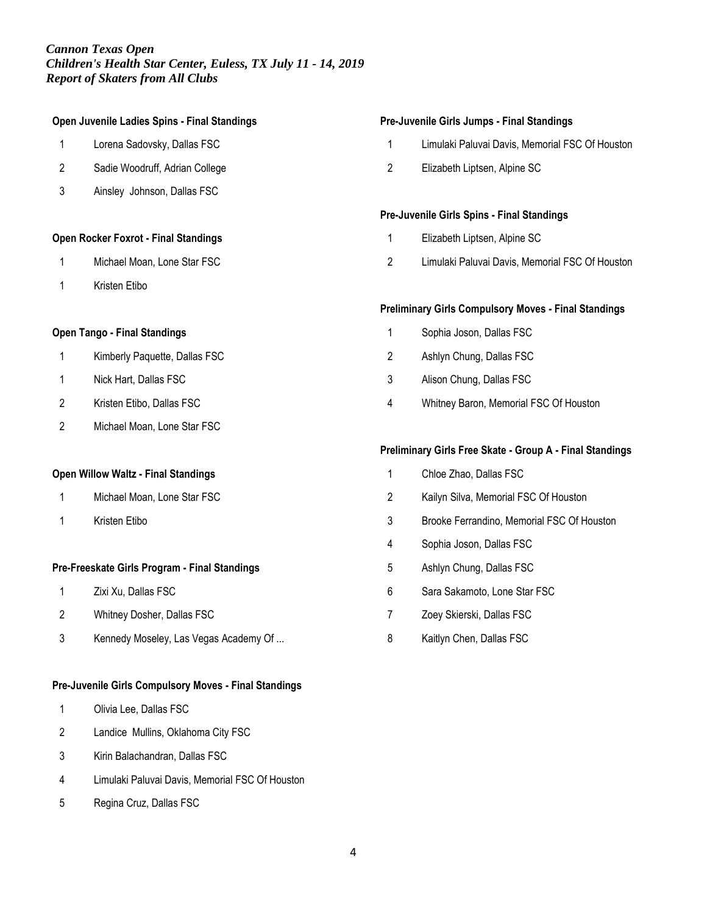*Cannon Texas Open*
*Children's Health Star Center, Euless, TX July 11 - 14, 2019*
*Report of Skaters from All Clubs*

**Open Juvenile Ladies Spins - Final Standings**

1 Lorena Sadovsky, Dallas FSC
2 Sadie Woodruff, Adrian College
3 Ainsley Johnson, Dallas FSC

**Open Rocker Foxtrot - Final Standings**

1 Michael Moan, Lone Star FSC
1 Kristen Etibo

**Open Tango - Final Standings**

1 Kimberly Paquette, Dallas FSC
1 Nick Hart, Dallas FSC
2 Kristen Etibo, Dallas FSC
2 Michael Moan, Lone Star FSC

**Open Willow Waltz - Final Standings**

1 Michael Moan, Lone Star FSC
1 Kristen Etibo

**Pre-Freeskate Girls Program - Final Standings**

1 Zixi Xu, Dallas FSC
2 Whitney Dosher, Dallas FSC
3 Kennedy Moseley, Las Vegas Academy Of ...

**Pre-Juvenile Girls Compulsory Moves - Final Standings**

1 Olivia Lee, Dallas FSC
2 Landice Mullins, Oklahoma City FSC
3 Kirin Balachandran, Dallas FSC
4 Limulaki Paluvai Davis, Memorial FSC Of Houston
5 Regina Cruz, Dallas FSC

**Pre-Juvenile Girls Jumps - Final Standings**

1 Limulaki Paluvai Davis, Memorial FSC Of Houston
2 Elizabeth Liptsen, Alpine SC

**Pre-Juvenile Girls Spins - Final Standings**

1 Elizabeth Liptsen, Alpine SC
2 Limulaki Paluvai Davis, Memorial FSC Of Houston

**Preliminary Girls Compulsory Moves - Final Standings**

1 Sophia Joson, Dallas FSC
2 Ashlyn Chung, Dallas FSC
3 Alison Chung, Dallas FSC
4 Whitney Baron, Memorial FSC Of Houston

**Preliminary Girls Free Skate - Group A - Final Standings**

1 Chloe Zhao, Dallas FSC
2 Kailyn Silva, Memorial FSC Of Houston
3 Brooke Ferrandino, Memorial FSC Of Houston
4 Sophia Joson, Dallas FSC
5 Ashlyn Chung, Dallas FSC
6 Sara Sakamoto, Lone Star FSC
7 Zoey Skierski, Dallas FSC
8 Kaitlyn Chen, Dallas FSC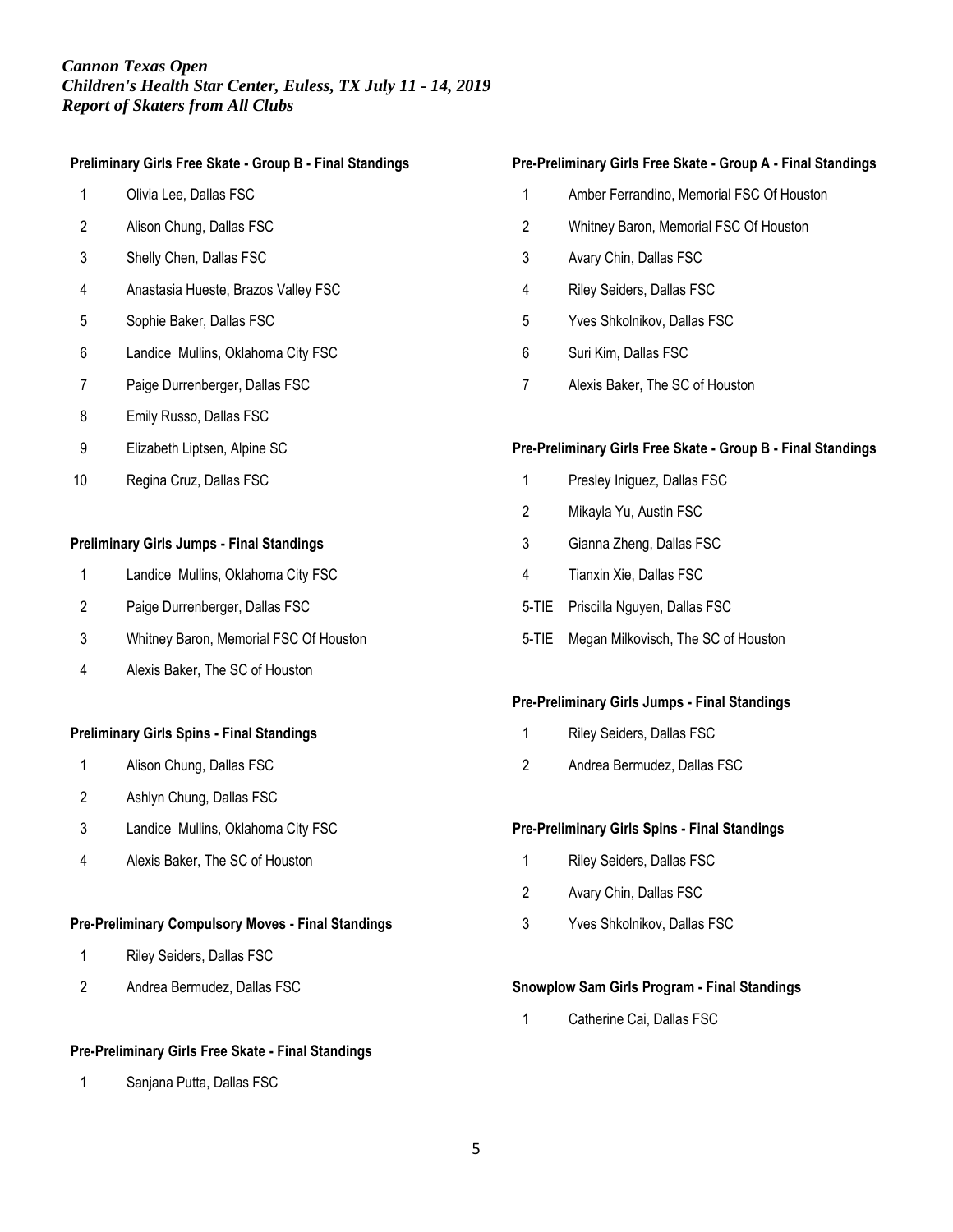*Cannon Texas Open*
*Children's Health Star Center, Euless, TX July 11 - 14, 2019*
*Report of Skaters from All Clubs*

**Preliminary Girls Free Skate - Group B - Final Standings**

| | |
|---|---|
| 1 | Olivia Lee, Dallas FSC |
| 2 | Alison Chung, Dallas FSC |
| 3 | Shelly Chen, Dallas FSC |
| 4 | Anastasia Hueste, Brazos Valley FSC |
| 5 | Sophie Baker, Dallas FSC |
| 6 | Landice Mullins, Oklahoma City FSC |
| 7 | Paige Durrenberger, Dallas FSC |
| 8 | Emily Russo, Dallas FSC |
| 9 | Elizabeth Liptsen, Alpine SC |
| 10 | Regina Cruz, Dallas FSC |

**Preliminary Girls Jumps - Final Standings**

| | |
|---|---|
| 1 | Landice Mullins, Oklahoma City FSC |
| 2 | Paige Durrenberger, Dallas FSC |
| 3 | Whitney Baron, Memorial FSC Of Houston |
| 4 | Alexis Baker, The SC of Houston |

**Preliminary Girls Spins - Final Standings**

| | |
|---|---|
| 1 | Alison Chung, Dallas FSC |
| 2 | Ashlyn Chung, Dallas FSC |
| 3 | Landice Mullins, Oklahoma City FSC |
| 4 | Alexis Baker, The SC of Houston |

**Pre-Preliminary Compulsory Moves - Final Standings**

| | |
|---|---|
| 1 | Riley Seiders, Dallas FSC |
| 2 | Andrea Bermudez, Dallas FSC |

**Pre-Preliminary Girls Free Skate - Final Standings**

| | |
|---|---|
| 1 | Sanjana Putta, Dallas FSC |

**Pre-Preliminary Girls Free Skate - Group A - Final Standings**

| | |
|---|---|
| 1 | Amber Ferrandino, Memorial FSC Of Houston |
| 2 | Whitney Baron, Memorial FSC Of Houston |
| 3 | Avary Chin, Dallas FSC |
| 4 | Riley Seiders, Dallas FSC |
| 5 | Yves Shkolnikov, Dallas FSC |
| 6 | Suri Kim, Dallas FSC |
| 7 | Alexis Baker, The SC of Houston |

**Pre-Preliminary Girls Free Skate - Group B - Final Standings**

| | |
|---|---|
| 1 | Presley Iniguez, Dallas FSC |
| 2 | Mikayla Yu, Austin FSC |
| 3 | Gianna Zheng, Dallas FSC |
| 4 | Tianxin Xie, Dallas FSC |
| 5-TIE | Priscilla Nguyen, Dallas FSC |
| 5-TIE | Megan Milkovisch, The SC of Houston |

**Pre-Preliminary Girls Jumps - Final Standings**

| | |
|---|---|
| 1 | Riley Seiders, Dallas FSC |
| 2 | Andrea Bermudez, Dallas FSC |

**Pre-Preliminary Girls Spins - Final Standings**

| | |
|---|---|
| 1 | Riley Seiders, Dallas FSC |
| 2 | Avary Chin, Dallas FSC |
| 3 | Yves Shkolnikov, Dallas FSC |

**Snowplow Sam Girls Program - Final Standings**

| | |
|---|---|
| 1 | Catherine Cai, Dallas FSC |